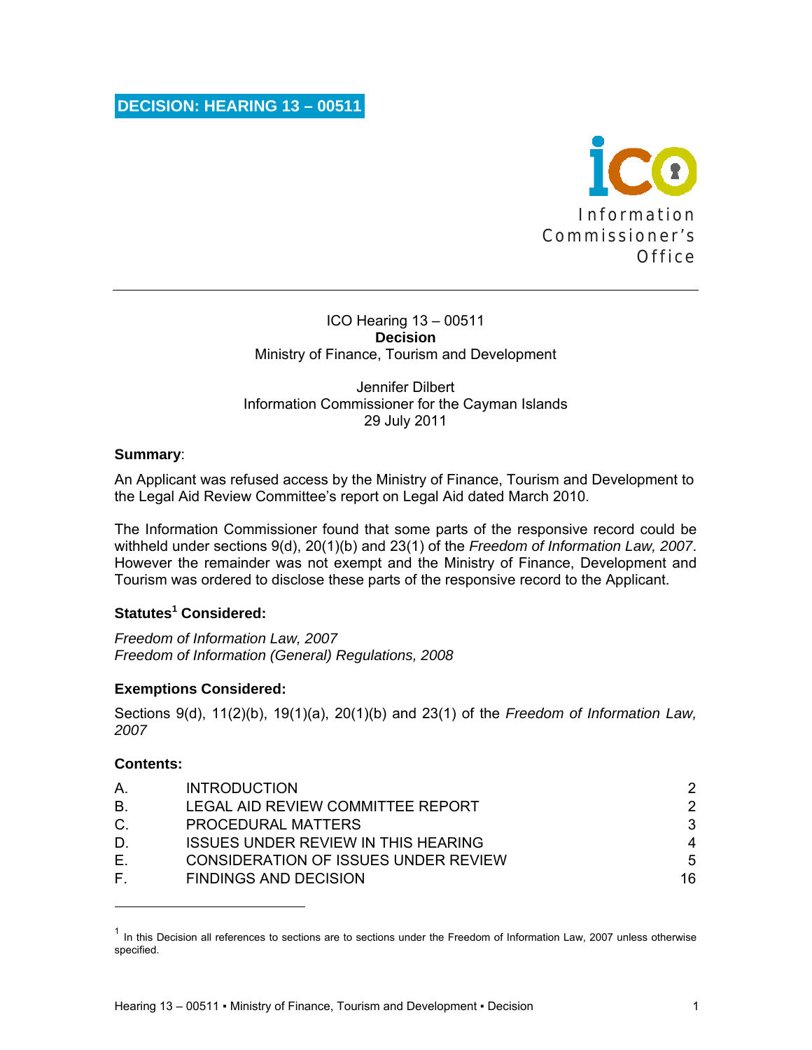# DECISION: HEARING 13 – 00511

Information Commissioner's Office

ICO Hearing 13 – 00511
**Decision**
Ministry of Finance, Tourism and Development

Jennifer Dilbert
Information Commissioner for the Cayman Islands
29 July 2011

**Summary**:

An Applicant was refused access by the Ministry of Finance, Tourism and Development to the Legal Aid Review Committee's report on Legal Aid dated March 2010.

The Information Commissioner found that some parts of the responsive record could be withheld under sections 9(d), 20(1)(b) and 23(1) of the *Freedom of Information Law, 2007*. However the remainder was not exempt and the Ministry of Finance, Development and Tourism was ordered to disclose these parts of the responsive record to the Applicant.

**Statutes[1] Considered:**

*Freedom of Information Law, 2007*
*Freedom of Information (General) Regulations, 2008*

**Exemptions Considered:**

Sections 9(d), 11(2)(b), 19(1)(a), 20(1)(b) and 23(1) of the *Freedom of Information Law, 2007*

**Contents:**

| | | |
|---|---|---|
| A. | INTRODUCTION | 2 |
| B. | LEGAL AID REVIEW COMMITTEE REPORT | 2 |
| C. | PROCEDURAL MATTERS | 3 |
| D. | ISSUES UNDER REVIEW IN THIS HEARING | 4 |
| E. | CONSIDERATION OF ISSUES UNDER REVIEW | 5 |
| F. | FINDINGS AND DECISION | 16 |

[1] In this Decision all references to sections are to sections under the Freedom of Information Law, 2007 unless otherwise specified.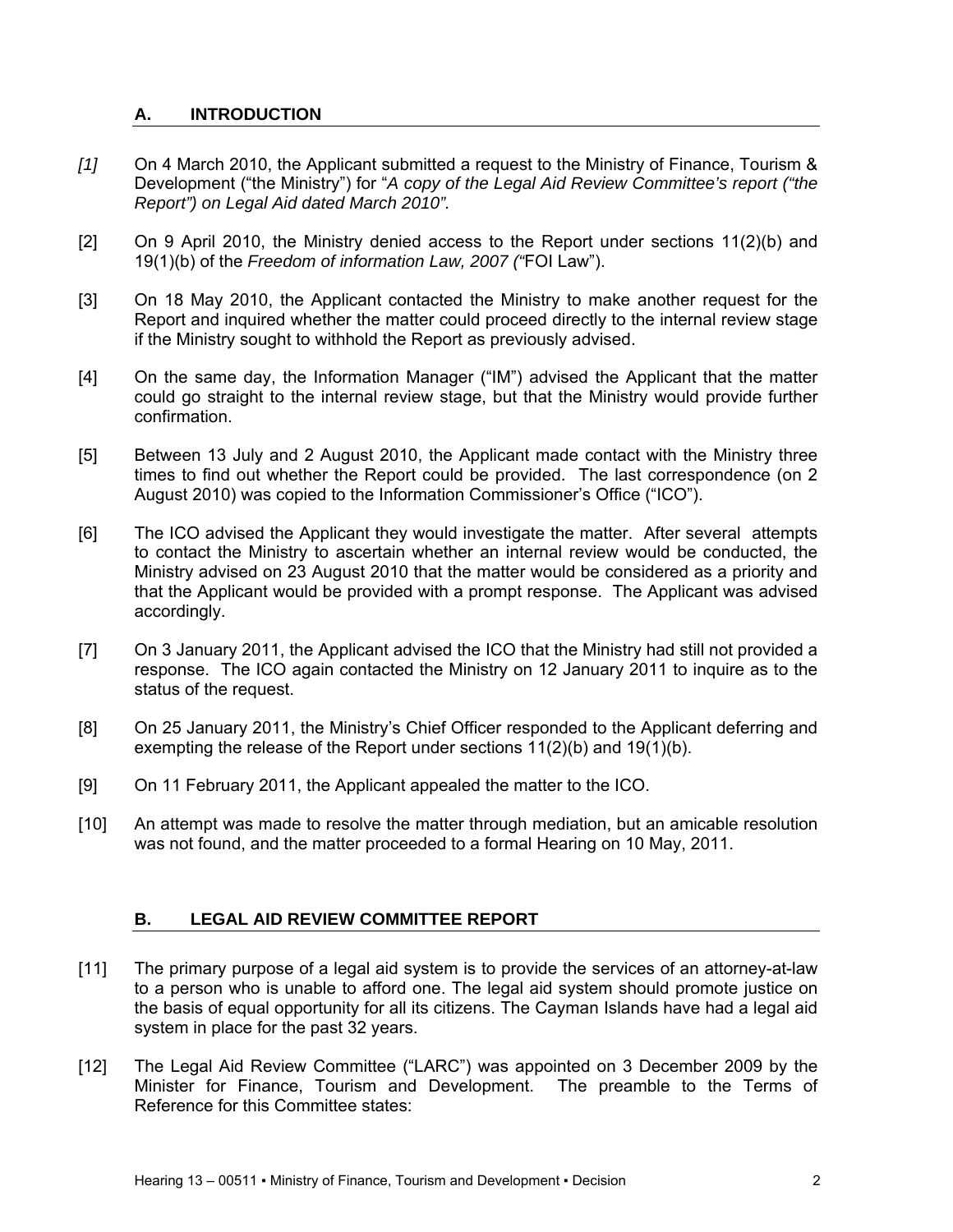## A. INTRODUCTION

*[1]* On 4 March 2010, the Applicant submitted a request to the Ministry of Finance, Tourism & Development ("the Ministry") for "*A copy of the Legal Aid Review Committee's report ("the Report") on Legal Aid dated March 2010".*

[2] On 9 April 2010, the Ministry denied access to the Report under sections 11(2)(b) and 19(1)(b) of the *Freedom of information Law, 2007 ("*FOI Law").

[3] On 18 May 2010, the Applicant contacted the Ministry to make another request for the Report and inquired whether the matter could proceed directly to the internal review stage if the Ministry sought to withhold the Report as previously advised.

[4] On the same day, the Information Manager ("IM") advised the Applicant that the matter could go straight to the internal review stage, but that the Ministry would provide further confirmation.

[5] Between 13 July and 2 August 2010, the Applicant made contact with the Ministry three times to find out whether the Report could be provided. The last correspondence (on 2 August 2010) was copied to the Information Commissioner's Office ("ICO").

[6] The ICO advised the Applicant they would investigate the matter. After several attempts to contact the Ministry to ascertain whether an internal review would be conducted, the Ministry advised on 23 August 2010 that the matter would be considered as a priority and that the Applicant would be provided with a prompt response. The Applicant was advised accordingly.

[7] On 3 January 2011, the Applicant advised the ICO that the Ministry had still not provided a response. The ICO again contacted the Ministry on 12 January 2011 to inquire as to the status of the request.

[8] On 25 January 2011, the Ministry's Chief Officer responded to the Applicant deferring and exempting the release of the Report under sections 11(2)(b) and 19(1)(b).

[9] On 11 February 2011, the Applicant appealed the matter to the ICO.

[10] An attempt was made to resolve the matter through mediation, but an amicable resolution was not found, and the matter proceeded to a formal Hearing on 10 May, 2011.

## B. LEGAL AID REVIEW COMMITTEE REPORT

[11] The primary purpose of a legal aid system is to provide the services of an attorney-at-law to a person who is unable to afford one. The legal aid system should promote justice on the basis of equal opportunity for all its citizens. The Cayman Islands have had a legal aid system in place for the past 32 years.

[12] The Legal Aid Review Committee ("LARC") was appointed on 3 December 2009 by the Minister for Finance, Tourism and Development. The preamble to the Terms of Reference for this Committee states: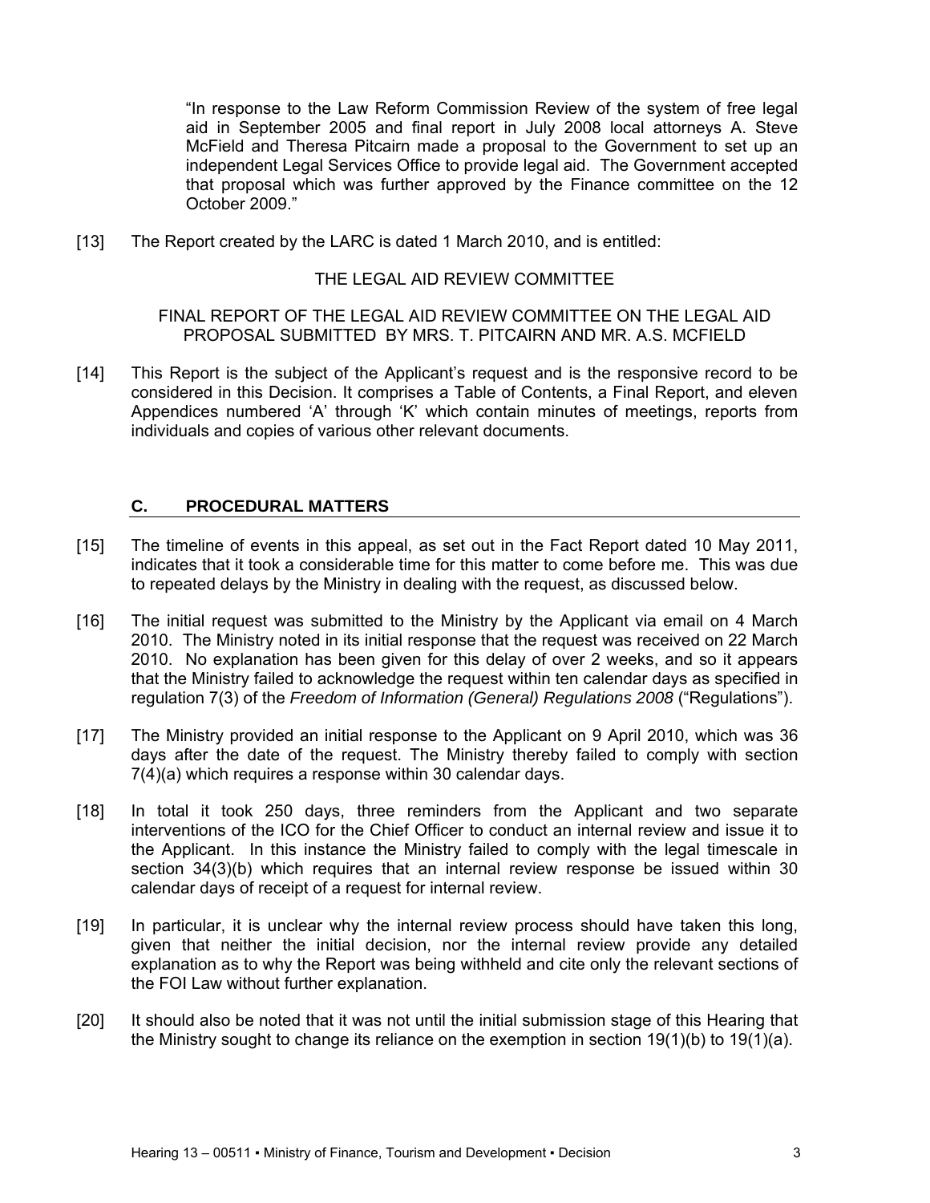> "In response to the Law Reform Commission Review of the system of free legal aid in September 2005 and final report in July 2008 local attorneys A. Steve McField and Theresa Pitcairn made a proposal to the Government to set up an independent Legal Services Office to provide legal aid. The Government accepted that proposal which was further approved by the Finance committee on the 12 October 2009."

[13] The Report created by the LARC is dated 1 March 2010, and is entitled:

THE LEGAL AID REVIEW COMMITTEE

FINAL REPORT OF THE LEGAL AID REVIEW COMMITTEE ON THE LEGAL AID PROPOSAL SUBMITTED BY MRS. T. PITCAIRN AND MR. A.S. MCFIELD

[14] This Report is the subject of the Applicant's request and is the responsive record to be considered in this Decision. It comprises a Table of Contents, a Final Report, and eleven Appendices numbered 'A' through 'K' which contain minutes of meetings, reports from individuals and copies of various other relevant documents.

## C. PROCEDURAL MATTERS

[15] The timeline of events in this appeal, as set out in the Fact Report dated 10 May 2011, indicates that it took a considerable time for this matter to come before me. This was due to repeated delays by the Ministry in dealing with the request, as discussed below.

[16] The initial request was submitted to the Ministry by the Applicant via email on 4 March 2010. The Ministry noted in its initial response that the request was received on 22 March 2010. No explanation has been given for this delay of over 2 weeks, and so it appears that the Ministry failed to acknowledge the request within ten calendar days as specified in regulation 7(3) of the *Freedom of Information (General) Regulations 2008* ("Regulations").

[17] The Ministry provided an initial response to the Applicant on 9 April 2010, which was 36 days after the date of the request. The Ministry thereby failed to comply with section 7(4)(a) which requires a response within 30 calendar days.

[18] In total it took 250 days, three reminders from the Applicant and two separate interventions of the ICO for the Chief Officer to conduct an internal review and issue it to the Applicant. In this instance the Ministry failed to comply with the legal timescale in section 34(3)(b) which requires that an internal review response be issued within 30 calendar days of receipt of a request for internal review.

[19] In particular, it is unclear why the internal review process should have taken this long, given that neither the initial decision, nor the internal review provide any detailed explanation as to why the Report was being withheld and cite only the relevant sections of the FOI Law without further explanation.

[20] It should also be noted that it was not until the initial submission stage of this Hearing that the Ministry sought to change its reliance on the exemption in section 19(1)(b) to 19(1)(a).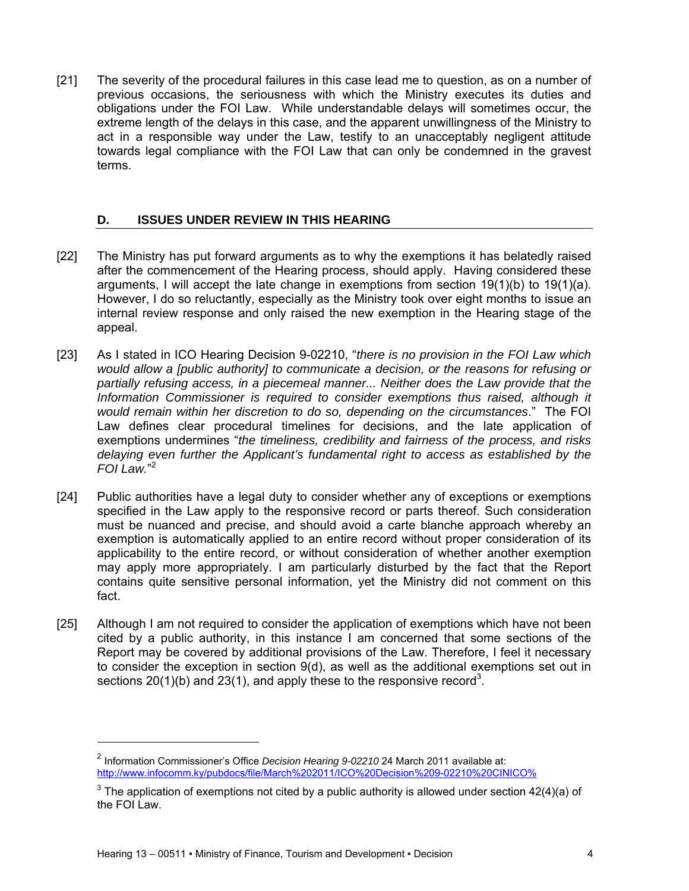[21] The severity of the procedural failures in this case lead me to question, as on a number of previous occasions, the seriousness with which the Ministry executes its duties and obligations under the FOI Law. While understandable delays will sometimes occur, the extreme length of the delays in this case, and the apparent unwillingness of the Ministry to act in a responsible way under the Law, testify to an unacceptably negligent attitude towards legal compliance with the FOI Law that can only be condemned in the gravest terms.

## D. ISSUES UNDER REVIEW IN THIS HEARING

[22] The Ministry has put forward arguments as to why the exemptions it has belatedly raised after the commencement of the Hearing process, should apply. Having considered these arguments, I will accept the late change in exemptions from section 19(1)(b) to 19(1)(a). However, I do so reluctantly, especially as the Ministry took over eight months to issue an internal review response and only raised the new exemption in the Hearing stage of the appeal.

[23] As I stated in ICO Hearing Decision 9-02210, "*there is no provision in the FOI Law which would allow a [public authority] to communicate a decision, or the reasons for refusing or partially refusing access, in a piecemeal manner... Neither does the Law provide that the Information Commissioner is required to consider exemptions thus raised, although it would remain within her discretion to do so, depending on the circumstances*." The FOI Law defines clear procedural timelines for decisions, and the late application of exemptions undermines "*the timeliness, credibility and fairness of the process, and risks delaying even further the Applicant's fundamental right to access as established by the FOI Law.*"[2]

[24] Public authorities have a legal duty to consider whether any of exceptions or exemptions specified in the Law apply to the responsive record or parts thereof. Such consideration must be nuanced and precise, and should avoid a carte blanche approach whereby an exemption is automatically applied to an entire record without proper consideration of its applicability to the entire record, or without consideration of whether another exemption may apply more appropriately. I am particularly disturbed by the fact that the Report contains quite sensitive personal information, yet the Ministry did not comment on this fact.

[25] Although I am not required to consider the application of exemptions which have not been cited by a public authority, in this instance I am concerned that some sections of the Report may be covered by additional provisions of the Law. Therefore, I feel it necessary to consider the exception in section 9(d), as well as the additional exemptions set out in sections 20(1)(b) and 23(1), and apply these to the responsive record[3].

---

[2] Information Commissioner's Office *Decision Hearing 9-02210* 24 March 2011 available at: http://www.infocomm.ky/pubdocs/file/March%202011/ICO%20Decision%209-02210%20CINICO%

[3] The application of exemptions not cited by a public authority is allowed under section 42(4)(a) of the FOI Law.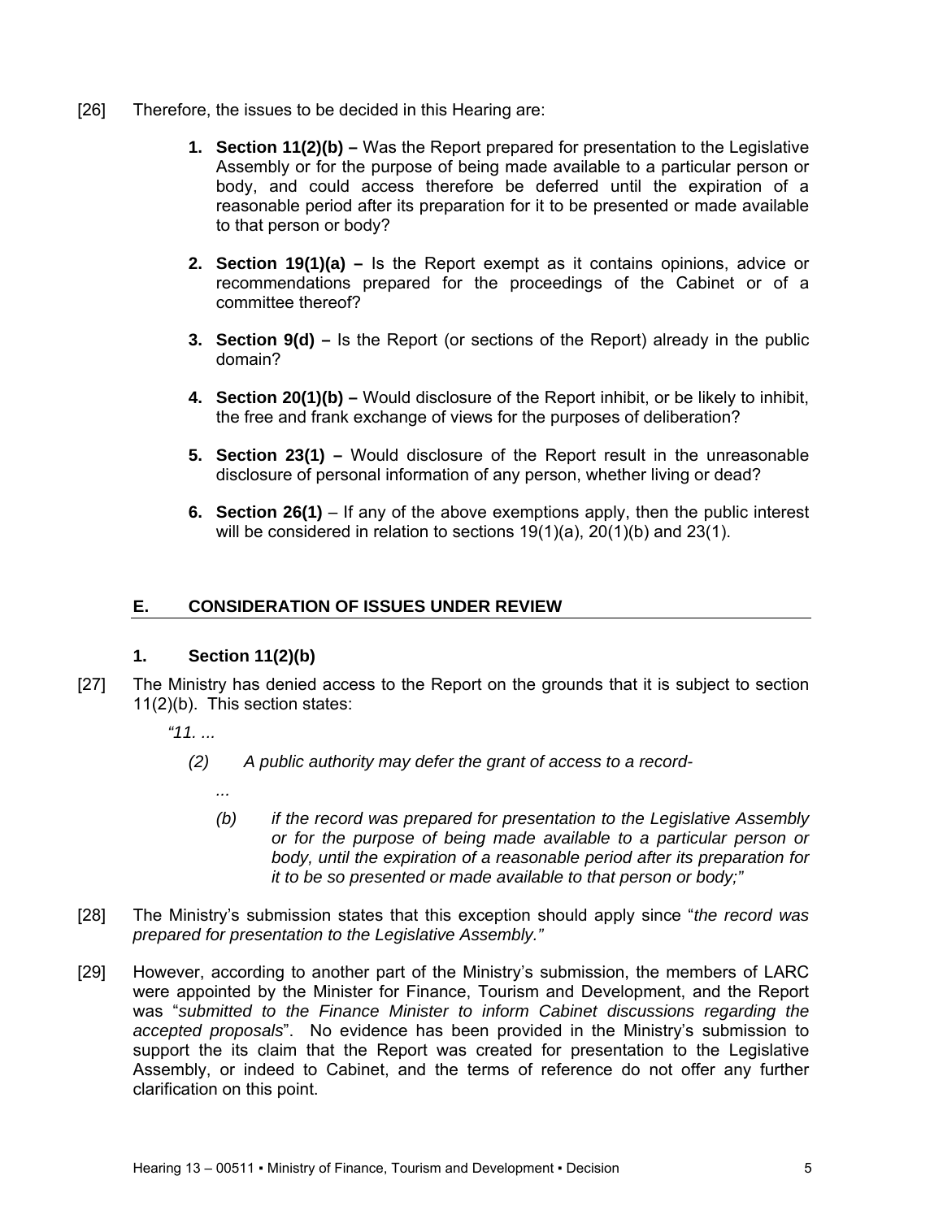[26] Therefore, the issues to be decided in this Hearing are:

1. **Section 11(2)(b) –** Was the Report prepared for presentation to the Legislative Assembly or for the purpose of being made available to a particular person or body, and could access therefore be deferred until the expiration of a reasonable period after its preparation for it to be presented or made available to that person or body?

2. **Section 19(1)(a) –** Is the Report exempt as it contains opinions, advice or recommendations prepared for the proceedings of the Cabinet or of a committee thereof?

3. **Section 9(d) –** Is the Report (or sections of the Report) already in the public domain?

4. **Section 20(1)(b) –** Would disclosure of the Report inhibit, or be likely to inhibit, the free and frank exchange of views for the purposes of deliberation?

5. **Section 23(1) –** Would disclosure of the Report result in the unreasonable disclosure of personal information of any person, whether living or dead?

6. **Section 26(1)** – If any of the above exemptions apply, then the public interest will be considered in relation to sections 19(1)(a), 20(1)(b) and 23(1).

## E. CONSIDERATION OF ISSUES UNDER REVIEW

### 1. Section 11(2)(b)

[27] The Ministry has denied access to the Report on the grounds that it is subject to section 11(2)(b). This section states:

> *"11. ...*
>
> *(2) A public authority may defer the grant of access to a record-*
>
> *...*
>
> *(b) if the record was prepared for presentation to the Legislative Assembly or for the purpose of being made available to a particular person or body, until the expiration of a reasonable period after its preparation for it to be so presented or made available to that person or body;"*

[28] The Ministry's submission states that this exception should apply since "*the record was prepared for presentation to the Legislative Assembly."*

[29] However, according to another part of the Ministry's submission, the members of LARC were appointed by the Minister for Finance, Tourism and Development, and the Report was "*submitted to the Finance Minister to inform Cabinet discussions regarding the accepted proposals*". No evidence has been provided in the Ministry's submission to support the its claim that the Report was created for presentation to the Legislative Assembly, or indeed to Cabinet, and the terms of reference do not offer any further clarification on this point.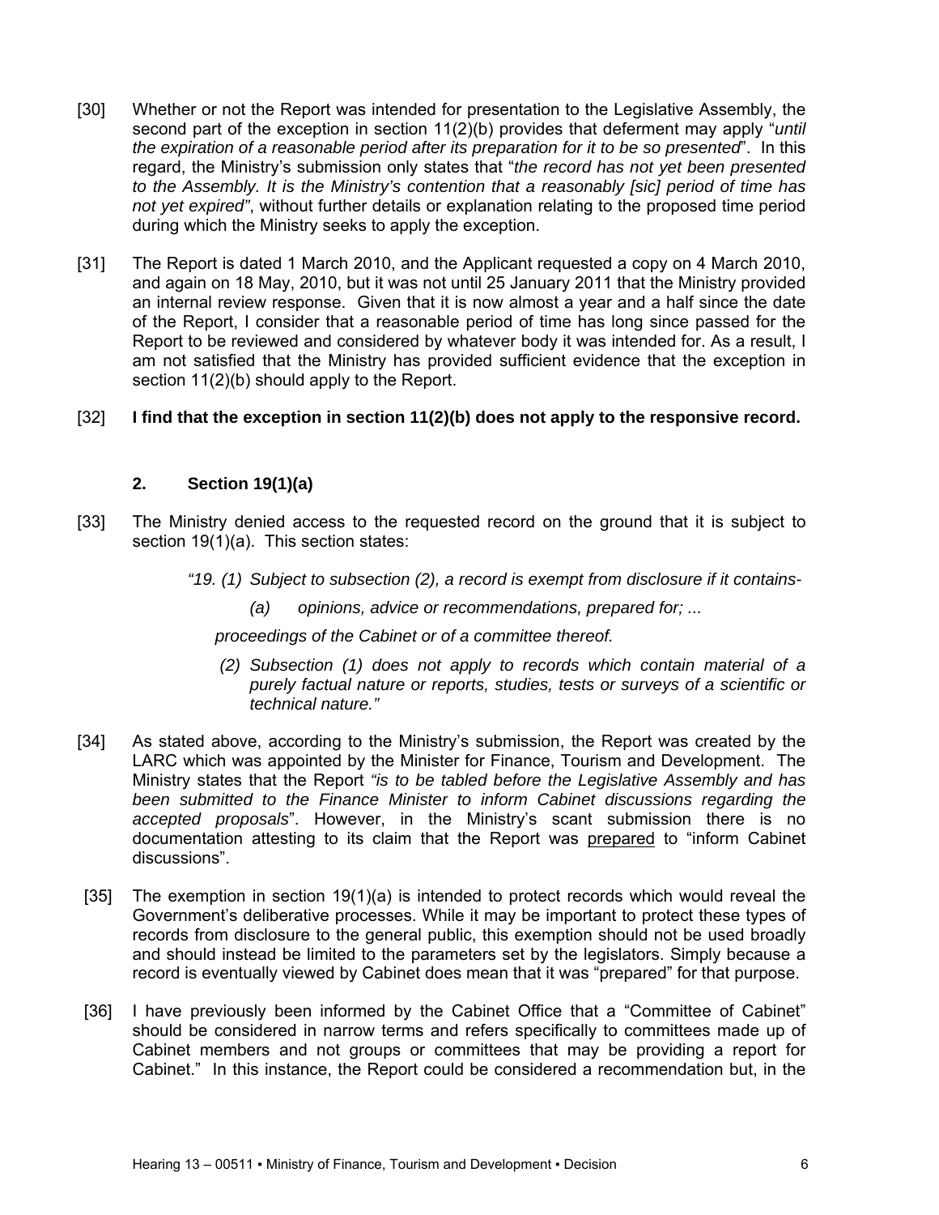[30] Whether or not the Report was intended for presentation to the Legislative Assembly, the second part of the exception in section 11(2)(b) provides that deferment may apply "*until the expiration of a reasonable period after its preparation for it to be so presented*". In this regard, the Ministry's submission only states that "*the record has not yet been presented to the Assembly. It is the Ministry's contention that a reasonably [sic] period of time has not yet expired"*, without further details or explanation relating to the proposed time period during which the Ministry seeks to apply the exception.

[31] The Report is dated 1 March 2010, and the Applicant requested a copy on 4 March 2010, and again on 18 May, 2010, but it was not until 25 January 2011 that the Ministry provided an internal review response. Given that it is now almost a year and a half since the date of the Report, I consider that a reasonable period of time has long since passed for the Report to be reviewed and considered by whatever body it was intended for. As a result, I am not satisfied that the Ministry has provided sufficient evidence that the exception in section 11(2)(b) should apply to the Report.

[32] **I find that the exception in section 11(2)(b) does not apply to the responsive record.**

### 2. Section 19(1)(a)

[33] The Ministry denied access to the requested record on the ground that it is subject to section 19(1)(a). This section states:

> *"19. (1) Subject to subsection (2), a record is exempt from disclosure if it contains-*
>
> *(a) opinions, advice or recommendations, prepared for; ...*
>
> *proceedings of the Cabinet or of a committee thereof.*
>
> *(2) Subsection (1) does not apply to records which contain material of a purely factual nature or reports, studies, tests or surveys of a scientific or technical nature."*

[34] As stated above, according to the Ministry's submission, the Report was created by the LARC which was appointed by the Minister for Finance, Tourism and Development. The Ministry states that the Report *"is to be tabled before the Legislative Assembly and has been submitted to the Finance Minister to inform Cabinet discussions regarding the accepted proposals*". However, in the Ministry's scant submission there is no documentation attesting to its claim that the Report was prepared to "inform Cabinet discussions".

[35] The exemption in section 19(1)(a) is intended to protect records which would reveal the Government's deliberative processes. While it may be important to protect these types of records from disclosure to the general public, this exemption should not be used broadly and should instead be limited to the parameters set by the legislators. Simply because a record is eventually viewed by Cabinet does mean that it was "prepared" for that purpose.

[36] I have previously been informed by the Cabinet Office that a "Committee of Cabinet" should be considered in narrow terms and refers specifically to committees made up of Cabinet members and not groups or committees that may be providing a report for Cabinet." In this instance, the Report could be considered a recommendation but, in the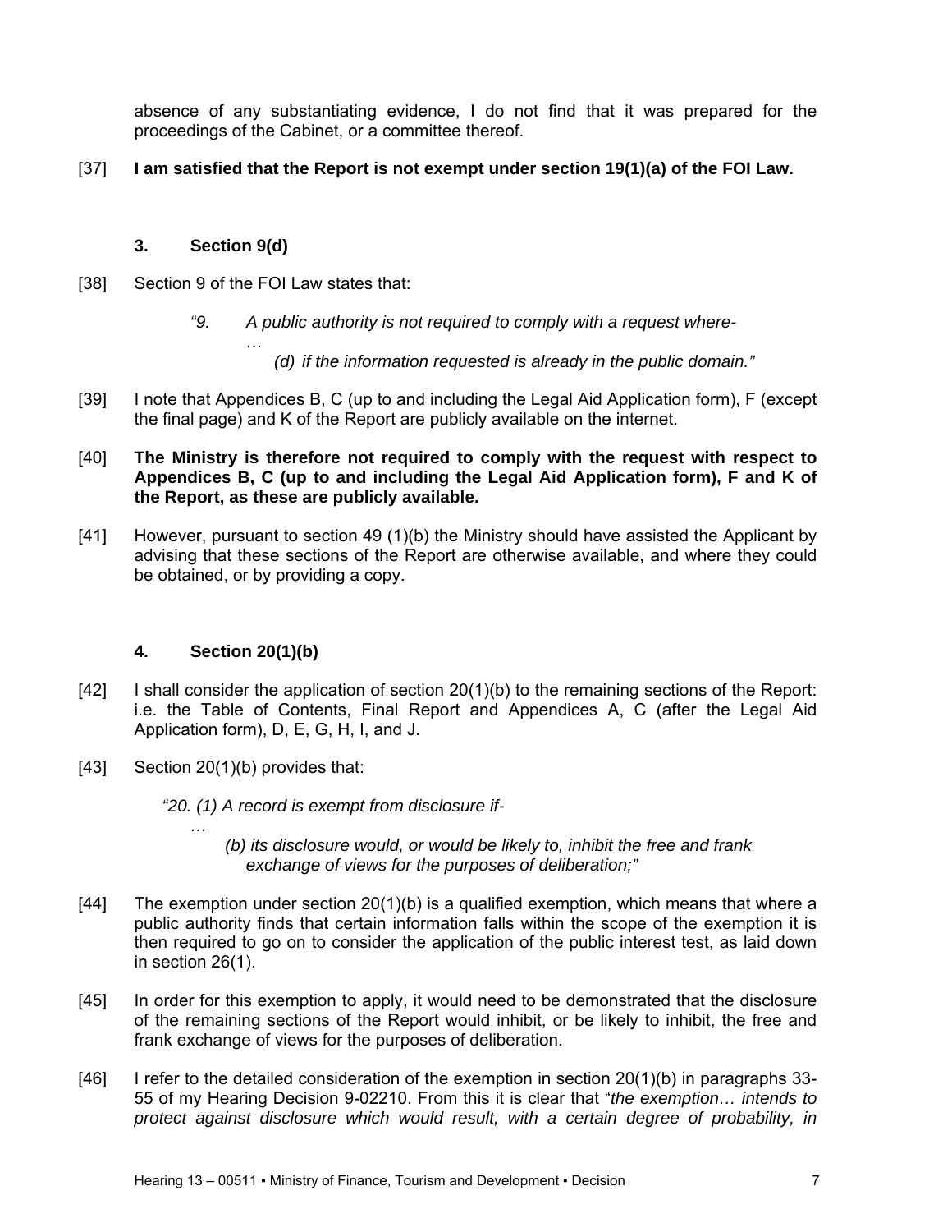absence of any substantiating evidence, I do not find that it was prepared for the proceedings of the Cabinet, or a committee thereof.

[37] **I am satisfied that the Report is not exempt under section 19(1)(a) of the FOI Law.**

### 3. Section 9(d)

[38] Section 9 of the FOI Law states that:

> *"9. A public authority is not required to comply with a request where-*
>
> *…*
>
> *(d) if the information requested is already in the public domain."*

[39] I note that Appendices B, C (up to and including the Legal Aid Application form), F (except the final page) and K of the Report are publicly available on the internet.

[40] **The Ministry is therefore not required to comply with the request with respect to Appendices B, C (up to and including the Legal Aid Application form), F and K of the Report, as these are publicly available.**

[41] However, pursuant to section 49 (1)(b) the Ministry should have assisted the Applicant by advising that these sections of the Report are otherwise available, and where they could be obtained, or by providing a copy.

### 4. Section 20(1)(b)

[42] I shall consider the application of section 20(1)(b) to the remaining sections of the Report: i.e. the Table of Contents, Final Report and Appendices A, C (after the Legal Aid Application form), D, E, G, H, I, and J.

[43] Section 20(1)(b) provides that:

> *"20. (1) A record is exempt from disclosure if-*
>
> *…*
>
> *(b) its disclosure would, or would be likely to, inhibit the free and frank exchange of views for the purposes of deliberation;"*

[44] The exemption under section 20(1)(b) is a qualified exemption, which means that where a public authority finds that certain information falls within the scope of the exemption it is then required to go on to consider the application of the public interest test, as laid down in section 26(1).

[45] In order for this exemption to apply, it would need to be demonstrated that the disclosure of the remaining sections of the Report would inhibit, or be likely to inhibit, the free and frank exchange of views for the purposes of deliberation.

[46] I refer to the detailed consideration of the exemption in section 20(1)(b) in paragraphs 33-55 of my Hearing Decision 9-02210. From this it is clear that "*the exemption… intends to protect against disclosure which would result, with a certain degree of probability, in*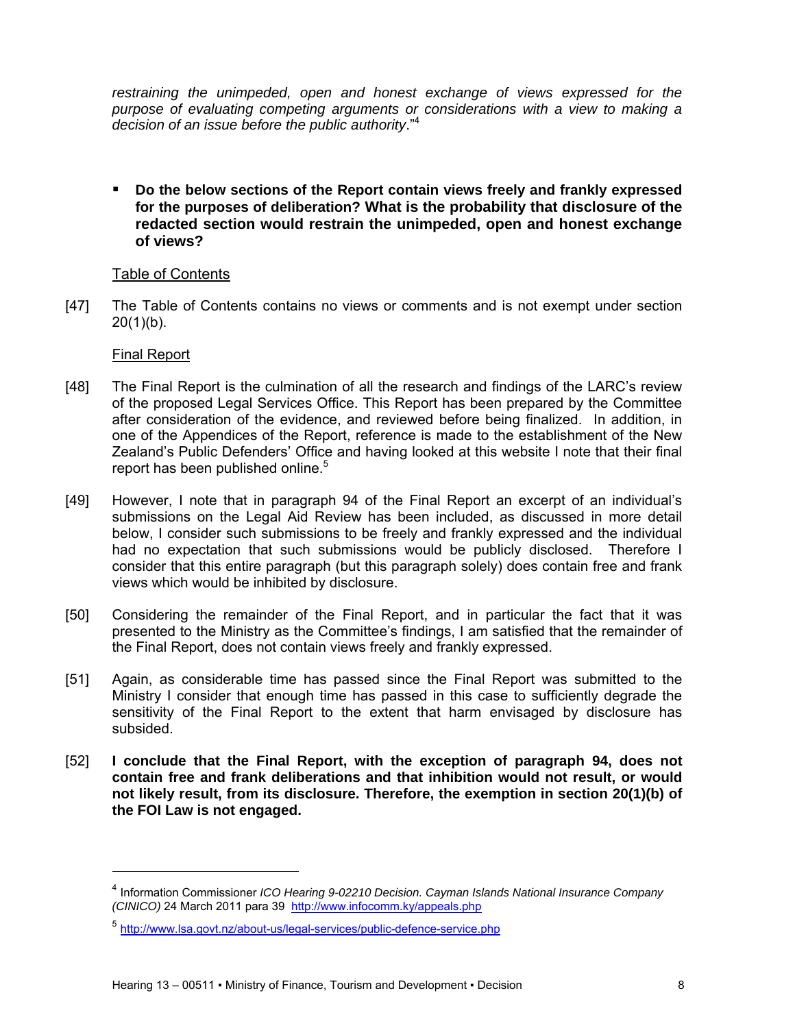*restraining the unimpeded, open and honest exchange of views expressed for the purpose of evaluating competing arguments or considerations with a view to making a decision of an issue before the public authority*."[4]

- **Do the below sections of the Report contain views freely and frankly expressed for the purposes of deliberation? What is the probability that disclosure of the redacted section would restrain the unimpeded, open and honest exchange of views?**

Table of Contents

[47] The Table of Contents contains no views or comments and is not exempt under section 20(1)(b).

Final Report

[48] The Final Report is the culmination of all the research and findings of the LARC's review of the proposed Legal Services Office. This Report has been prepared by the Committee after consideration of the evidence, and reviewed before being finalized. In addition, in one of the Appendices of the Report, reference is made to the establishment of the New Zealand's Public Defenders' Office and having looked at this website I note that their final report has been published online.[5]

[49] However, I note that in paragraph 94 of the Final Report an excerpt of an individual's submissions on the Legal Aid Review has been included, as discussed in more detail below, I consider such submissions to be freely and frankly expressed and the individual had no expectation that such submissions would be publicly disclosed. Therefore I consider that this entire paragraph (but this paragraph solely) does contain free and frank views which would be inhibited by disclosure.

[50] Considering the remainder of the Final Report, and in particular the fact that it was presented to the Ministry as the Committee's findings, I am satisfied that the remainder of the Final Report, does not contain views freely and frankly expressed.

[51] Again, as considerable time has passed since the Final Report was submitted to the Ministry I consider that enough time has passed in this case to sufficiently degrade the sensitivity of the Final Report to the extent that harm envisaged by disclosure has subsided.

[52] **I conclude that the Final Report, with the exception of paragraph 94, does not contain free and frank deliberations and that inhibition would not result, or would not likely result, from its disclosure. Therefore, the exemption in section 20(1)(b) of the FOI Law is not engaged.**

---

[4] Information Commissioner *ICO Hearing 9-02210 Decision. Cayman Islands National Insurance Company (CINICO)* 24 March 2011 para 39 http://www.infocomm.ky/appeals.php

[5] http://www.lsa.govt.nz/about-us/legal-services/public-defence-service.php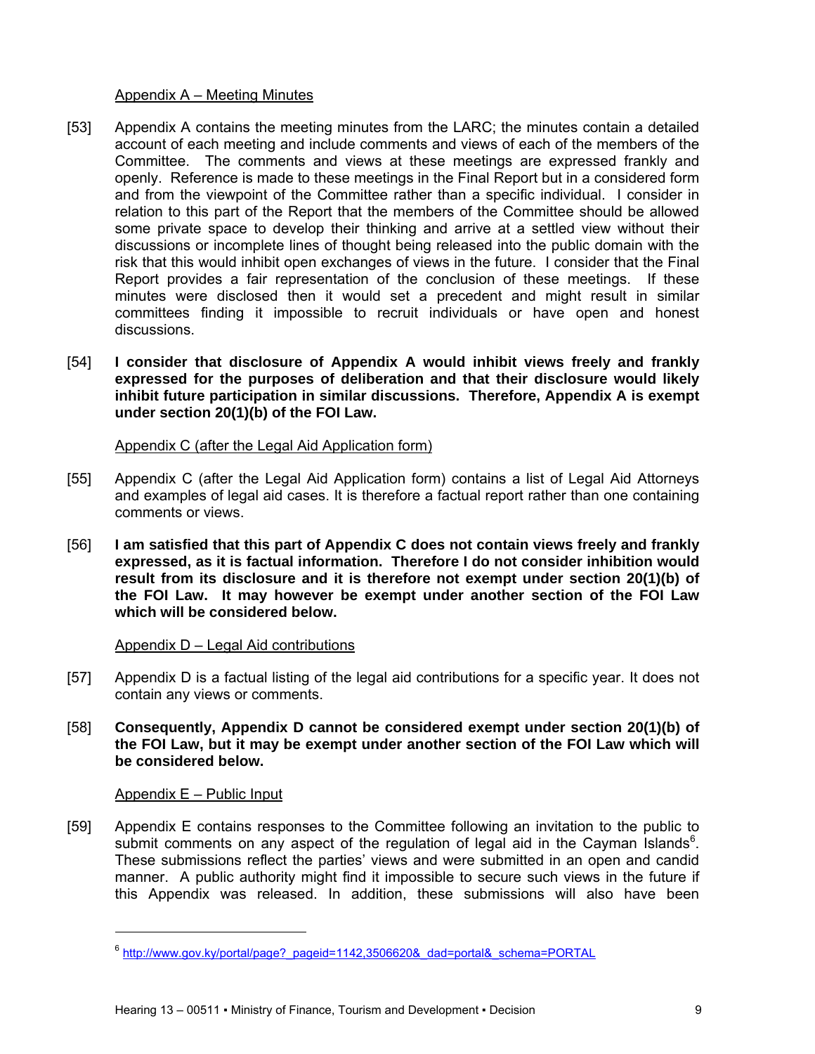Appendix A – Meeting Minutes

[53] Appendix A contains the meeting minutes from the LARC; the minutes contain a detailed account of each meeting and include comments and views of each of the members of the Committee. The comments and views at these meetings are expressed frankly and openly. Reference is made to these meetings in the Final Report but in a considered form and from the viewpoint of the Committee rather than a specific individual. I consider in relation to this part of the Report that the members of the Committee should be allowed some private space to develop their thinking and arrive at a settled view without their discussions or incomplete lines of thought being released into the public domain with the risk that this would inhibit open exchanges of views in the future. I consider that the Final Report provides a fair representation of the conclusion of these meetings. If these minutes were disclosed then it would set a precedent and might result in similar committees finding it impossible to recruit individuals or have open and honest discussions.

[54] **I consider that disclosure of Appendix A would inhibit views freely and frankly expressed for the purposes of deliberation and that their disclosure would likely inhibit future participation in similar discussions. Therefore, Appendix A is exempt under section 20(1)(b) of the FOI Law.**

Appendix C (after the Legal Aid Application form)

[55] Appendix C (after the Legal Aid Application form) contains a list of Legal Aid Attorneys and examples of legal aid cases. It is therefore a factual report rather than one containing comments or views.

[56] **I am satisfied that this part of Appendix C does not contain views freely and frankly expressed, as it is factual information. Therefore I do not consider inhibition would result from its disclosure and it is therefore not exempt under section 20(1)(b) of the FOI Law. It may however be exempt under another section of the FOI Law which will be considered below.**

Appendix D – Legal Aid contributions

[57] Appendix D is a factual listing of the legal aid contributions for a specific year. It does not contain any views or comments.

[58] **Consequently, Appendix D cannot be considered exempt under section 20(1)(b) of the FOI Law, but it may be exempt under another section of the FOI Law which will be considered below.**

Appendix E – Public Input

[59] Appendix E contains responses to the Committee following an invitation to the public to submit comments on any aspect of the regulation of legal aid in the Cayman Islands[6]. These submissions reflect the parties' views and were submitted in an open and candid manner. A public authority might find it impossible to secure such views in the future if this Appendix was released. In addition, these submissions will also have been

[6] http://www.gov.ky/portal/page?_pageid=1142,3506620&_dad=portal&_schema=PORTAL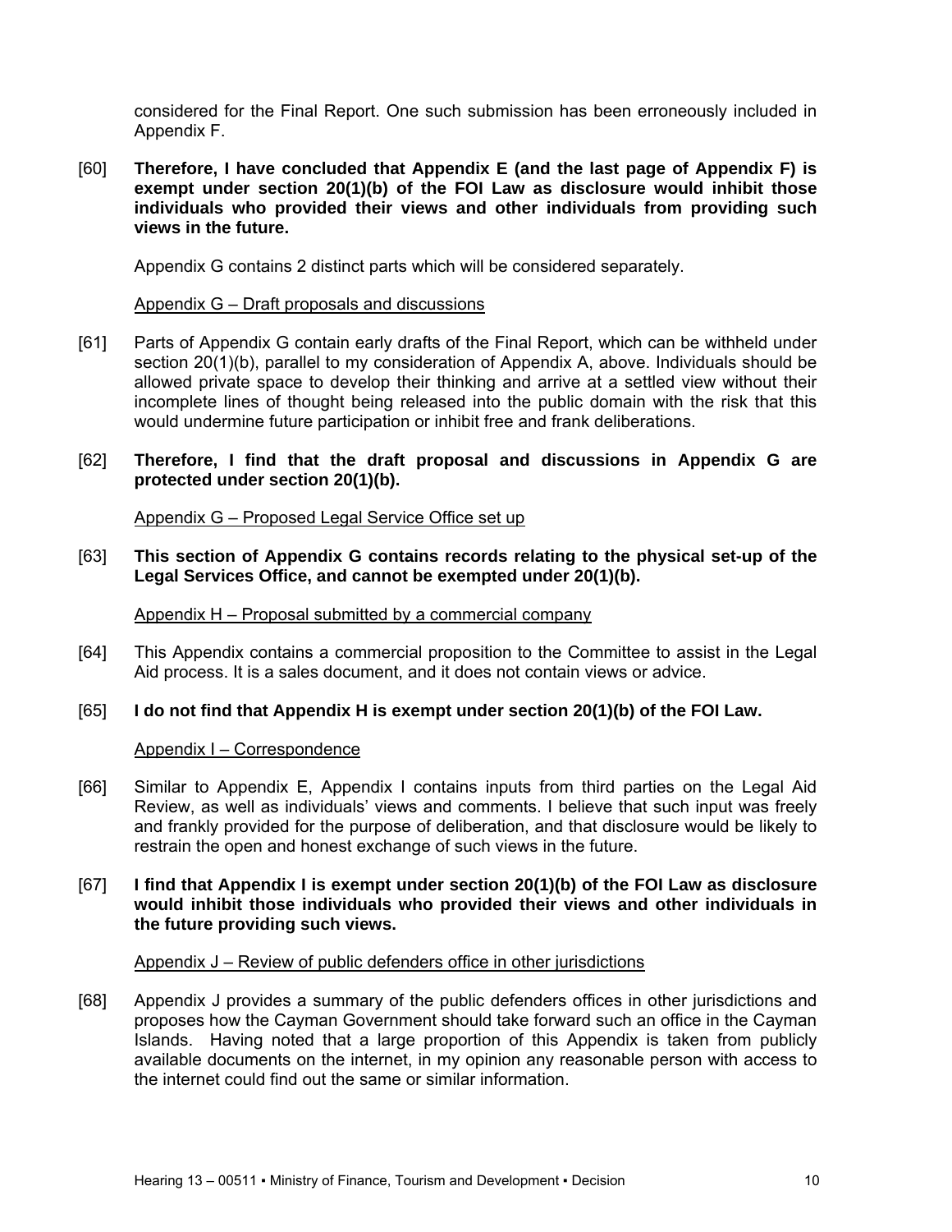considered for the Final Report. One such submission has been erroneously included in Appendix F.

[60] **Therefore, I have concluded that Appendix E (and the last page of Appendix F) is exempt under section 20(1)(b) of the FOI Law as disclosure would inhibit those individuals who provided their views and other individuals from providing such views in the future.**

Appendix G contains 2 distinct parts which will be considered separately.

<u>Appendix G – Draft proposals and discussions</u>

[61] Parts of Appendix G contain early drafts of the Final Report, which can be withheld under section 20(1)(b), parallel to my consideration of Appendix A, above. Individuals should be allowed private space to develop their thinking and arrive at a settled view without their incomplete lines of thought being released into the public domain with the risk that this would undermine future participation or inhibit free and frank deliberations.

[62] **Therefore, I find that the draft proposal and discussions in Appendix G are protected under section 20(1)(b).**

<u>Appendix G – Proposed Legal Service Office set up</u>

[63] **This section of Appendix G contains records relating to the physical set-up of the Legal Services Office, and cannot be exempted under 20(1)(b).**

<u>Appendix H – Proposal submitted by a commercial company</u>

[64] This Appendix contains a commercial proposition to the Committee to assist in the Legal Aid process. It is a sales document, and it does not contain views or advice.

[65] **I do not find that Appendix H is exempt under section 20(1)(b) of the FOI Law.**

<u>Appendix I – Correspondence</u>

[66] Similar to Appendix E, Appendix I contains inputs from third parties on the Legal Aid Review, as well as individuals' views and comments. I believe that such input was freely and frankly provided for the purpose of deliberation, and that disclosure would be likely to restrain the open and honest exchange of such views in the future.

[67] **I find that Appendix I is exempt under section 20(1)(b) of the FOI Law as disclosure would inhibit those individuals who provided their views and other individuals in the future providing such views.**

<u>Appendix J – Review of public defenders office in other jurisdictions</u>

[68] Appendix J provides a summary of the public defenders offices in other jurisdictions and proposes how the Cayman Government should take forward such an office in the Cayman Islands. Having noted that a large proportion of this Appendix is taken from publicly available documents on the internet, in my opinion any reasonable person with access to the internet could find out the same or similar information.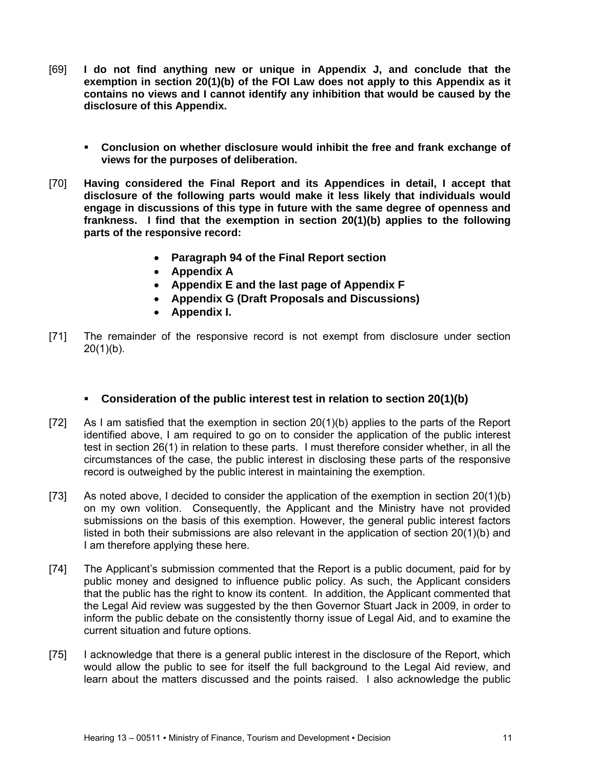[69] **I do not find anything new or unique in Appendix J, and conclude that the exemption in section 20(1)(b) of the FOI Law does not apply to this Appendix as it contains no views and I cannot identify any inhibition that would be caused by the disclosure of this Appendix.**

- **Conclusion on whether disclosure would inhibit the free and frank exchange of views for the purposes of deliberation.**

[70] **Having considered the Final Report and its Appendices in detail, I accept that disclosure of the following parts would make it less likely that individuals would engage in discussions of this type in future with the same degree of openness and frankness. I find that the exemption in section 20(1)(b) applies to the following parts of the responsive record:**

- **Paragraph 94 of the Final Report section**
- **Appendix A**
- **Appendix E and the last page of Appendix F**
- **Appendix G (Draft Proposals and Discussions)**
- **Appendix I.**

[71] The remainder of the responsive record is not exempt from disclosure under section 20(1)(b).

- **Consideration of the public interest test in relation to section 20(1)(b)**

[72] As I am satisfied that the exemption in section 20(1)(b) applies to the parts of the Report identified above, I am required to go on to consider the application of the public interest test in section 26(1) in relation to these parts. I must therefore consider whether, in all the circumstances of the case, the public interest in disclosing these parts of the responsive record is outweighed by the public interest in maintaining the exemption.

[73] As noted above, I decided to consider the application of the exemption in section 20(1)(b) on my own volition. Consequently, the Applicant and the Ministry have not provided submissions on the basis of this exemption. However, the general public interest factors listed in both their submissions are also relevant in the application of section 20(1)(b) and I am therefore applying these here.

[74] The Applicant's submission commented that the Report is a public document, paid for by public money and designed to influence public policy. As such, the Applicant considers that the public has the right to know its content. In addition, the Applicant commented that the Legal Aid review was suggested by the then Governor Stuart Jack in 2009, in order to inform the public debate on the consistently thorny issue of Legal Aid, and to examine the current situation and future options.

[75] I acknowledge that there is a general public interest in the disclosure of the Report, which would allow the public to see for itself the full background to the Legal Aid review, and learn about the matters discussed and the points raised. I also acknowledge the public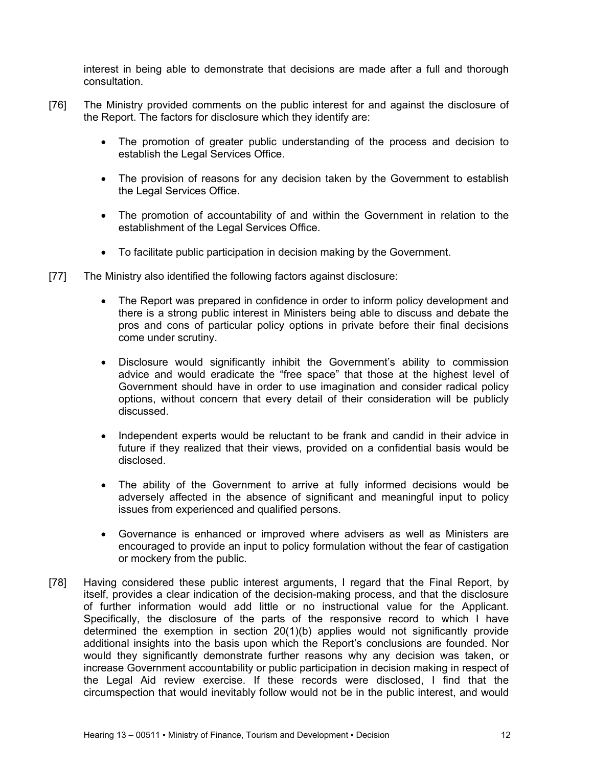interest in being able to demonstrate that decisions are made after a full and thorough consultation.

[76] The Ministry provided comments on the public interest for and against the disclosure of the Report. The factors for disclosure which they identify are:

- The promotion of greater public understanding of the process and decision to establish the Legal Services Office.
- The provision of reasons for any decision taken by the Government to establish the Legal Services Office.
- The promotion of accountability of and within the Government in relation to the establishment of the Legal Services Office.
- To facilitate public participation in decision making by the Government.

[77] The Ministry also identified the following factors against disclosure:

- The Report was prepared in confidence in order to inform policy development and there is a strong public interest in Ministers being able to discuss and debate the pros and cons of particular policy options in private before their final decisions come under scrutiny.
- Disclosure would significantly inhibit the Government's ability to commission advice and would eradicate the "free space" that those at the highest level of Government should have in order to use imagination and consider radical policy options, without concern that every detail of their consideration will be publicly discussed.
- Independent experts would be reluctant to be frank and candid in their advice in future if they realized that their views, provided on a confidential basis would be disclosed.
- The ability of the Government to arrive at fully informed decisions would be adversely affected in the absence of significant and meaningful input to policy issues from experienced and qualified persons.
- Governance is enhanced or improved where advisers as well as Ministers are encouraged to provide an input to policy formulation without the fear of castigation or mockery from the public.

[78] Having considered these public interest arguments, I regard that the Final Report, by itself, provides a clear indication of the decision-making process, and that the disclosure of further information would add little or no instructional value for the Applicant. Specifically, the disclosure of the parts of the responsive record to which I have determined the exemption in section 20(1)(b) applies would not significantly provide additional insights into the basis upon which the Report's conclusions are founded. Nor would they significantly demonstrate further reasons why any decision was taken, or increase Government accountability or public participation in decision making in respect of the Legal Aid review exercise. If these records were disclosed, I find that the circumspection that would inevitably follow would not be in the public interest, and would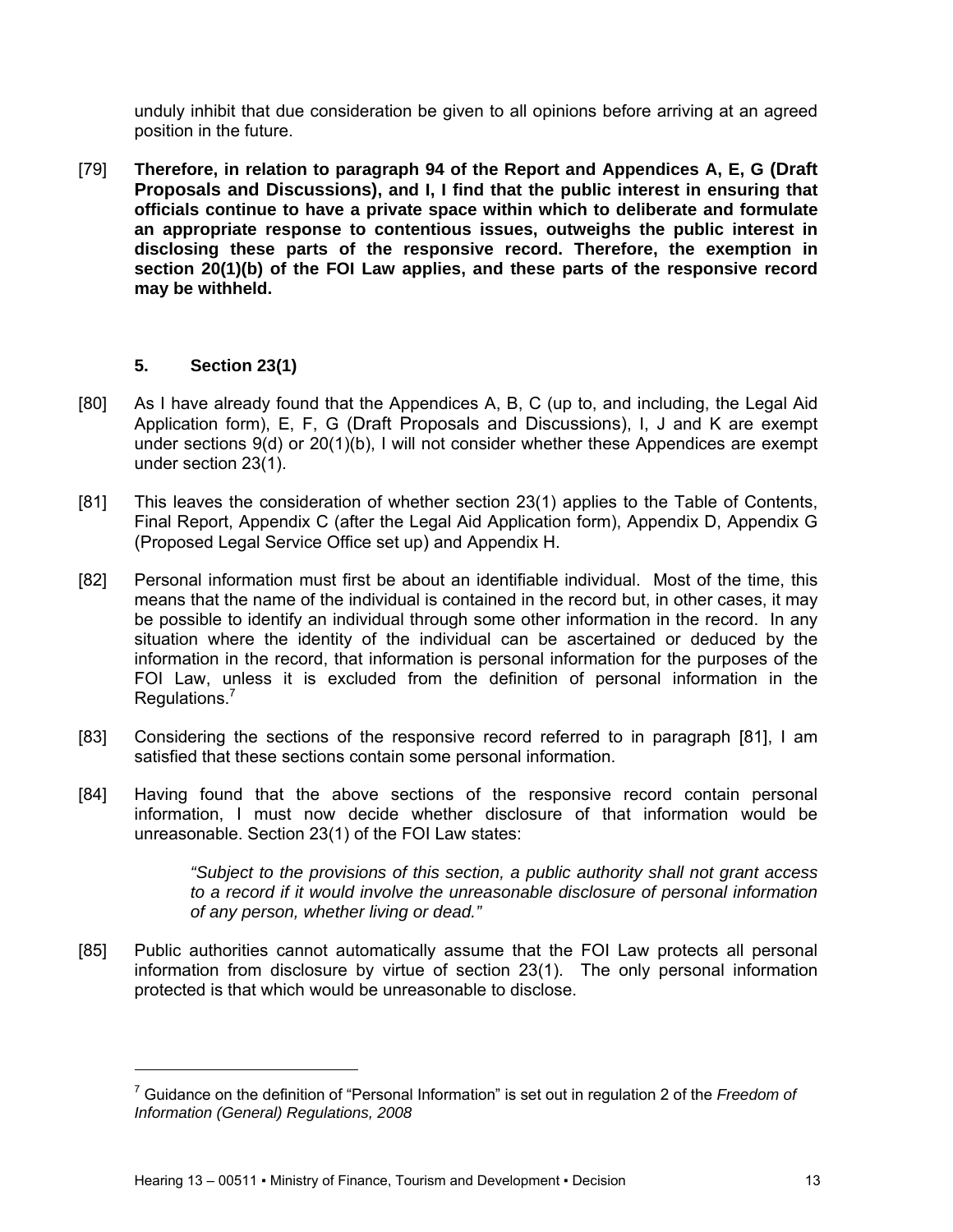unduly inhibit that due consideration be given to all opinions before arriving at an agreed position in the future.

[79] **Therefore, in relation to paragraph 94 of the Report and Appendices A, E, G (Draft Proposals and Discussions), and I, I find that the public interest in ensuring that officials continue to have a private space within which to deliberate and formulate an appropriate response to contentious issues, outweighs the public interest in disclosing these parts of the responsive record. Therefore, the exemption in section 20(1)(b) of the FOI Law applies, and these parts of the responsive record may be withheld.**

### 5. Section 23(1)

[80] As I have already found that the Appendices A, B, C (up to, and including, the Legal Aid Application form), E, F, G (Draft Proposals and Discussions), I, J and K are exempt under sections 9(d) or 20(1)(b), I will not consider whether these Appendices are exempt under section 23(1).

[81] This leaves the consideration of whether section 23(1) applies to the Table of Contents, Final Report, Appendix C (after the Legal Aid Application form), Appendix D, Appendix G (Proposed Legal Service Office set up) and Appendix H.

[82] Personal information must first be about an identifiable individual. Most of the time, this means that the name of the individual is contained in the record but, in other cases, it may be possible to identify an individual through some other information in the record. In any situation where the identity of the individual can be ascertained or deduced by the information in the record, that information is personal information for the purposes of the FOI Law, unless it is excluded from the definition of personal information in the Regulations.[7]

[83] Considering the sections of the responsive record referred to in paragraph [81], I am satisfied that these sections contain some personal information.

[84] Having found that the above sections of the responsive record contain personal information, I must now decide whether disclosure of that information would be unreasonable. Section 23(1) of the FOI Law states:

> *"Subject to the provisions of this section, a public authority shall not grant access to a record if it would involve the unreasonable disclosure of personal information of any person, whether living or dead."*

[85] Public authorities cannot automatically assume that the FOI Law protects all personal information from disclosure by virtue of section 23(1). The only personal information protected is that which would be unreasonable to disclose.

---

[7] Guidance on the definition of "Personal Information" is set out in regulation 2 of the *Freedom of Information (General) Regulations, 2008*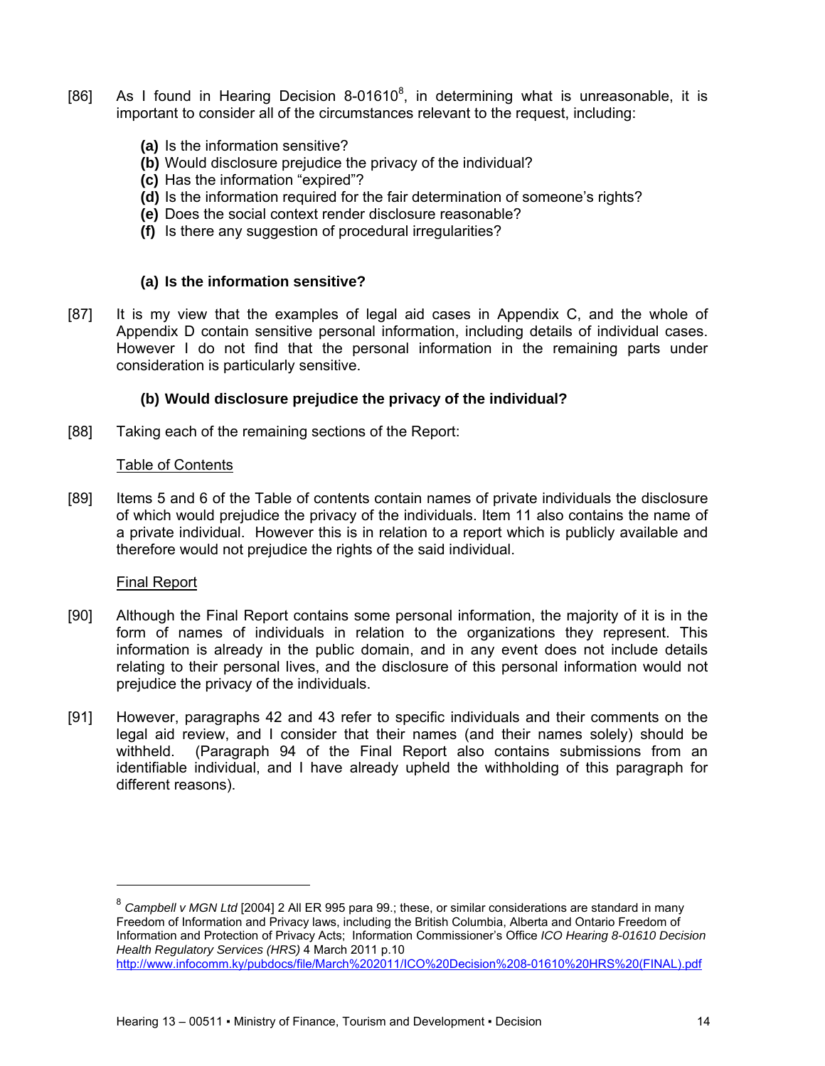[86] As I found in Hearing Decision 8-01610[8], in determining what is unreasonable, it is important to consider all of the circumstances relevant to the request, including:

- **(a)** Is the information sensitive?
- **(b)** Would disclosure prejudice the privacy of the individual?
- **(c)** Has the information "expired"?
- **(d)** Is the information required for the fair determination of someone's rights?
- **(e)** Does the social context render disclosure reasonable?
- **(f)** Is there any suggestion of procedural irregularities?

### (a) Is the information sensitive?

[87] It is my view that the examples of legal aid cases in Appendix C, and the whole of Appendix D contain sensitive personal information, including details of individual cases. However I do not find that the personal information in the remaining parts under consideration is particularly sensitive.

### (b) Would disclosure prejudice the privacy of the individual?

[88] Taking each of the remaining sections of the Report:

<u>Table of Contents</u>

[89] Items 5 and 6 of the Table of contents contain names of private individuals the disclosure of which would prejudice the privacy of the individuals. Item 11 also contains the name of a private individual. However this is in relation to a report which is publicly available and therefore would not prejudice the rights of the said individual.

<u>Final Report</u>

[90] Although the Final Report contains some personal information, the majority of it is in the form of names of individuals in relation to the organizations they represent. This information is already in the public domain, and in any event does not include details relating to their personal lives, and the disclosure of this personal information would not prejudice the privacy of the individuals.

[91] However, paragraphs 42 and 43 refer to specific individuals and their comments on the legal aid review, and I consider that their names (and their names solely) should be withheld. (Paragraph 94 of the Final Report also contains submissions from an identifiable individual, and I have already upheld the withholding of this paragraph for different reasons).

---

[8] *Campbell v MGN Ltd* [2004] 2 All ER 995 para 99.; these, or similar considerations are standard in many Freedom of Information and Privacy laws, including the British Columbia, Alberta and Ontario Freedom of Information and Protection of Privacy Acts; Information Commissioner's Office *ICO Hearing 8-01610 Decision Health Regulatory Services (HRS)* 4 March 2011 p.10 http://www.infocomm.ky/pubdocs/file/March%202011/ICO%20Decision%208-01610%20HRS%20(FINAL).pdf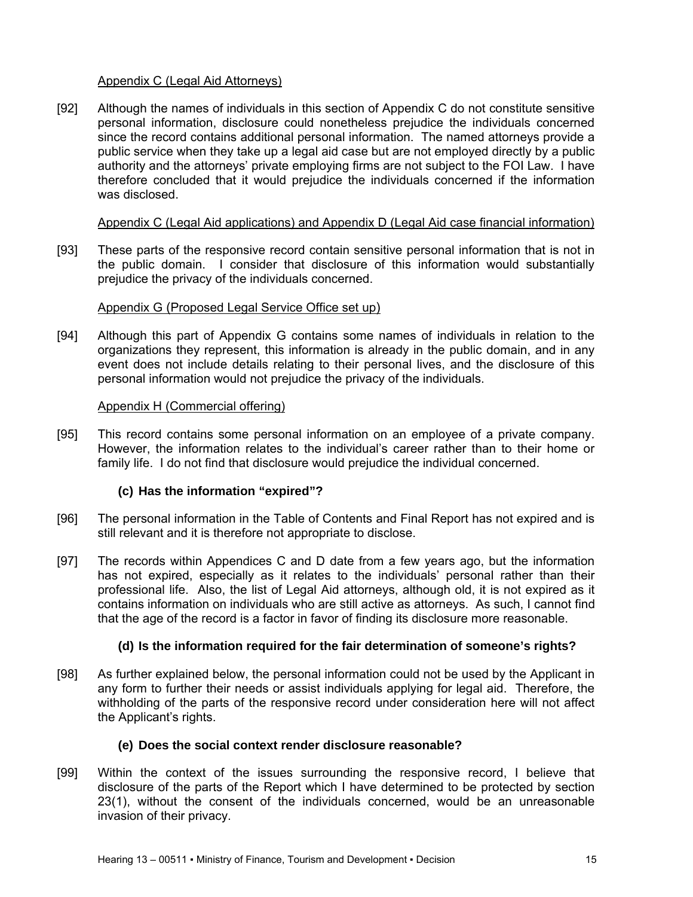Appendix C (Legal Aid Attorneys)

[92] Although the names of individuals in this section of Appendix C do not constitute sensitive personal information, disclosure could nonetheless prejudice the individuals concerned since the record contains additional personal information. The named attorneys provide a public service when they take up a legal aid case but are not employed directly by a public authority and the attorneys' private employing firms are not subject to the FOI Law. I have therefore concluded that it would prejudice the individuals concerned if the information was disclosed.

Appendix C (Legal Aid applications) and Appendix D (Legal Aid case financial information)

[93] These parts of the responsive record contain sensitive personal information that is not in the public domain. I consider that disclosure of this information would substantially prejudice the privacy of the individuals concerned.

Appendix G (Proposed Legal Service Office set up)

[94] Although this part of Appendix G contains some names of individuals in relation to the organizations they represent, this information is already in the public domain, and in any event does not include details relating to their personal lives, and the disclosure of this personal information would not prejudice the privacy of the individuals.

Appendix H (Commercial offering)

[95] This record contains some personal information on an employee of a private company. However, the information relates to the individual's career rather than to their home or family life. I do not find that disclosure would prejudice the individual concerned.

### (c) Has the information "expired"?

[96] The personal information in the Table of Contents and Final Report has not expired and is still relevant and it is therefore not appropriate to disclose.

[97] The records within Appendices C and D date from a few years ago, but the information has not expired, especially as it relates to the individuals' personal rather than their professional life. Also, the list of Legal Aid attorneys, although old, it is not expired as it contains information on individuals who are still active as attorneys. As such, I cannot find that the age of the record is a factor in favor of finding its disclosure more reasonable.

### (d) Is the information required for the fair determination of someone's rights?

[98] As further explained below, the personal information could not be used by the Applicant in any form to further their needs or assist individuals applying for legal aid. Therefore, the withholding of the parts of the responsive record under consideration here will not affect the Applicant's rights.

### (e) Does the social context render disclosure reasonable?

[99] Within the context of the issues surrounding the responsive record, I believe that disclosure of the parts of the Report which I have determined to be protected by section 23(1), without the consent of the individuals concerned, would be an unreasonable invasion of their privacy.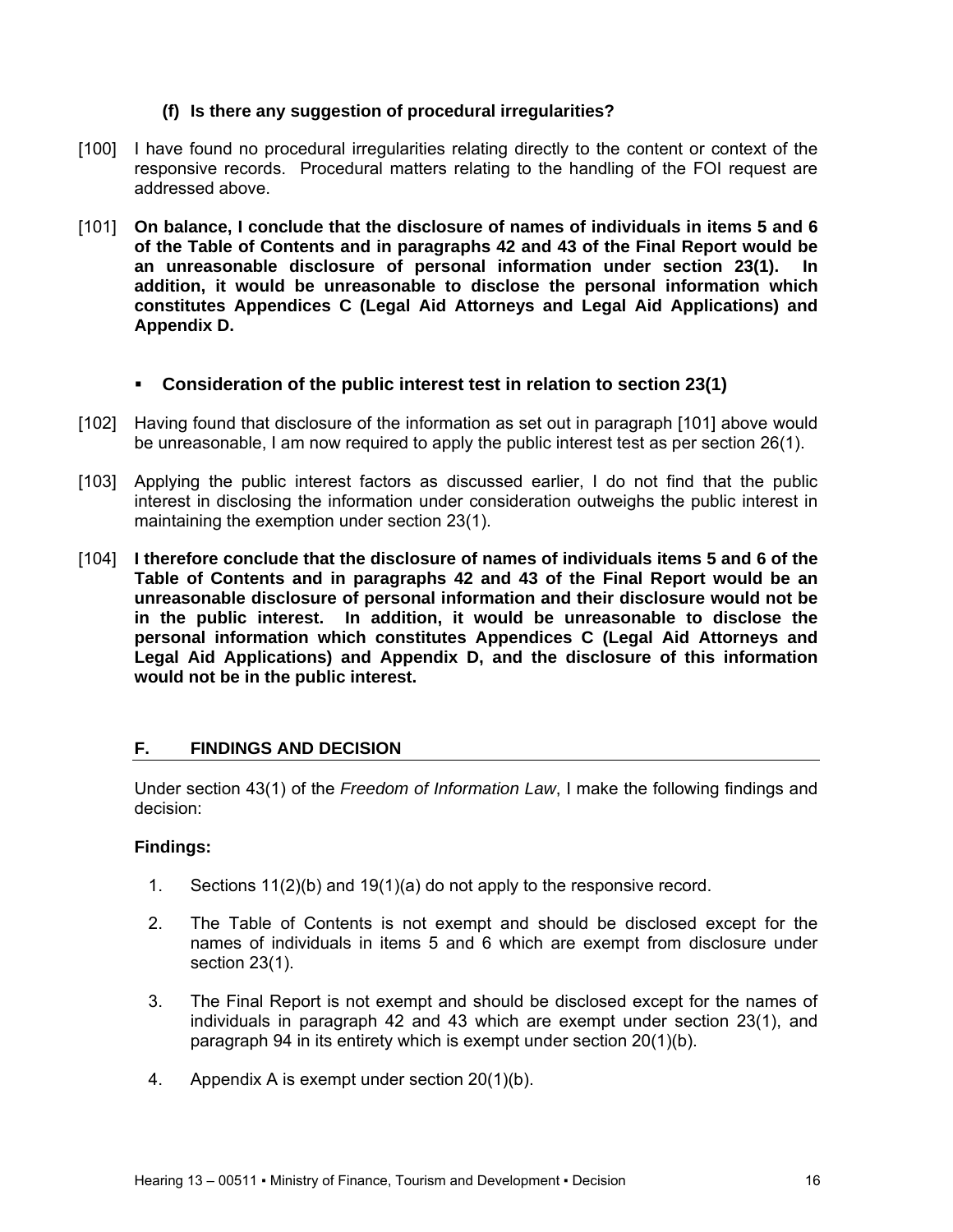#### (f) Is there any suggestion of procedural irregularities?

[100] I have found no procedural irregularities relating directly to the content or context of the responsive records. Procedural matters relating to the handling of the FOI request are addressed above.

[101] **On balance, I conclude that the disclosure of names of individuals in items 5 and 6 of the Table of Contents and in paragraphs 42 and 43 of the Final Report would be an unreasonable disclosure of personal information under section 23(1). In addition, it would be unreasonable to disclose the personal information which constitutes Appendices C (Legal Aid Attorneys and Legal Aid Applications) and Appendix D.**

- **Consideration of the public interest test in relation to section 23(1)**

[102] Having found that disclosure of the information as set out in paragraph [101] above would be unreasonable, I am now required to apply the public interest test as per section 26(1).

[103] Applying the public interest factors as discussed earlier, I do not find that the public interest in disclosing the information under consideration outweighs the public interest in maintaining the exemption under section 23(1).

[104] **I therefore conclude that the disclosure of names of individuals items 5 and 6 of the Table of Contents and in paragraphs 42 and 43 of the Final Report would be an unreasonable disclosure of personal information and their disclosure would not be in the public interest. In addition, it would be unreasonable to disclose the personal information which constitutes Appendices C (Legal Aid Attorneys and Legal Aid Applications) and Appendix D, and the disclosure of this information would not be in the public interest.**

## F. FINDINGS AND DECISION

Under section 43(1) of the *Freedom of Information Law*, I make the following findings and decision:

**Findings:**

1. Sections 11(2)(b) and 19(1)(a) do not apply to the responsive record.
2. The Table of Contents is not exempt and should be disclosed except for the names of individuals in items 5 and 6 which are exempt from disclosure under section 23(1).
3. The Final Report is not exempt and should be disclosed except for the names of individuals in paragraph 42 and 43 which are exempt under section 23(1), and paragraph 94 in its entirety which is exempt under section 20(1)(b).
4. Appendix A is exempt under section 20(1)(b).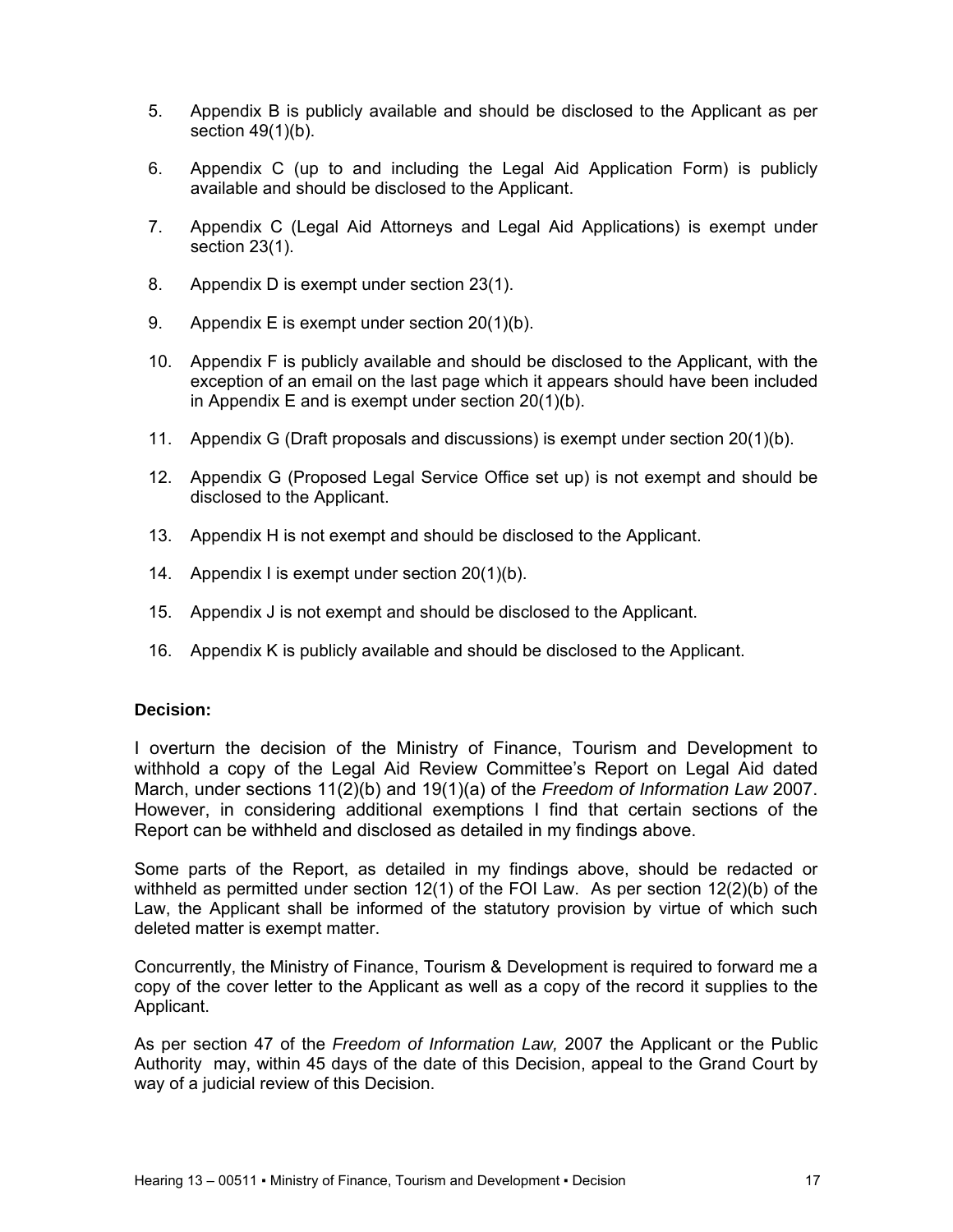5. Appendix B is publicly available and should be disclosed to the Applicant as per section 49(1)(b).

6. Appendix C (up to and including the Legal Aid Application Form) is publicly available and should be disclosed to the Applicant.

7. Appendix C (Legal Aid Attorneys and Legal Aid Applications) is exempt under section 23(1).

8. Appendix D is exempt under section 23(1).

9. Appendix E is exempt under section 20(1)(b).

10. Appendix F is publicly available and should be disclosed to the Applicant, with the exception of an email on the last page which it appears should have been included in Appendix E and is exempt under section 20(1)(b).

11. Appendix G (Draft proposals and discussions) is exempt under section 20(1)(b).

12. Appendix G (Proposed Legal Service Office set up) is not exempt and should be disclosed to the Applicant.

13. Appendix H is not exempt and should be disclosed to the Applicant.

14. Appendix I is exempt under section 20(1)(b).

15. Appendix J is not exempt and should be disclosed to the Applicant.

16. Appendix K is publicly available and should be disclosed to the Applicant.

**Decision:**

I overturn the decision of the Ministry of Finance, Tourism and Development to withhold a copy of the Legal Aid Review Committee's Report on Legal Aid dated March, under sections 11(2)(b) and 19(1)(a) of the *Freedom of Information Law* 2007. However, in considering additional exemptions I find that certain sections of the Report can be withheld and disclosed as detailed in my findings above.

Some parts of the Report, as detailed in my findings above, should be redacted or withheld as permitted under section 12(1) of the FOI Law. As per section 12(2)(b) of the Law, the Applicant shall be informed of the statutory provision by virtue of which such deleted matter is exempt matter.

Concurrently, the Ministry of Finance, Tourism & Development is required to forward me a copy of the cover letter to the Applicant as well as a copy of the record it supplies to the Applicant.

As per section 47 of the *Freedom of Information Law,* 2007 the Applicant or the Public Authority may, within 45 days of the date of this Decision, appeal to the Grand Court by way of a judicial review of this Decision.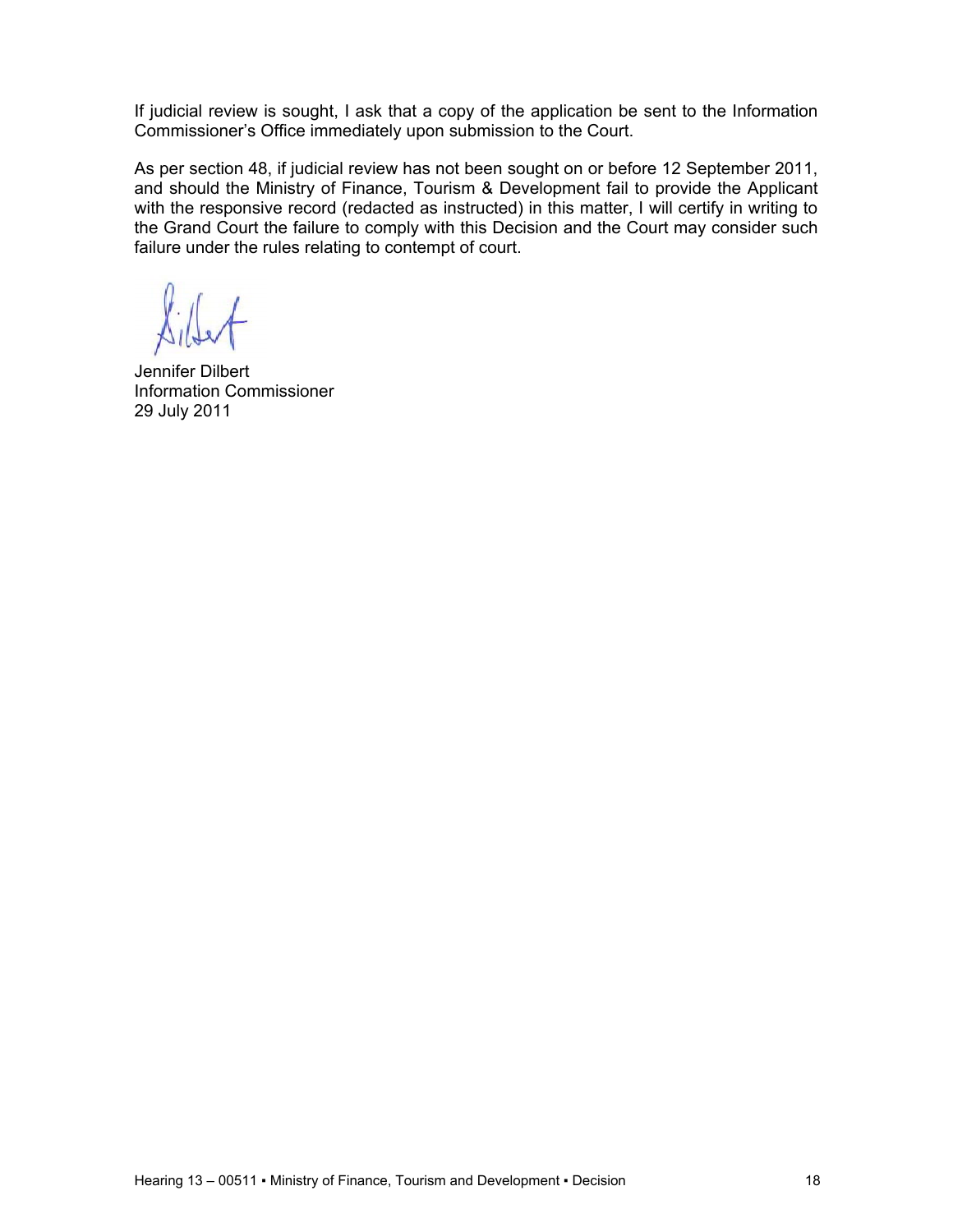If judicial review is sought, I ask that a copy of the application be sent to the Information Commissioner's Office immediately upon submission to the Court.

As per section 48, if judicial review has not been sought on or before 12 September 2011, and should the Ministry of Finance, Tourism & Development fail to provide the Applicant with the responsive record (redacted as instructed) in this matter, I will certify in writing to the Grand Court the failure to comply with this Decision and the Court may consider such failure under the rules relating to contempt of court.

Jennifer Dilbert
Information Commissioner
29 July 2011